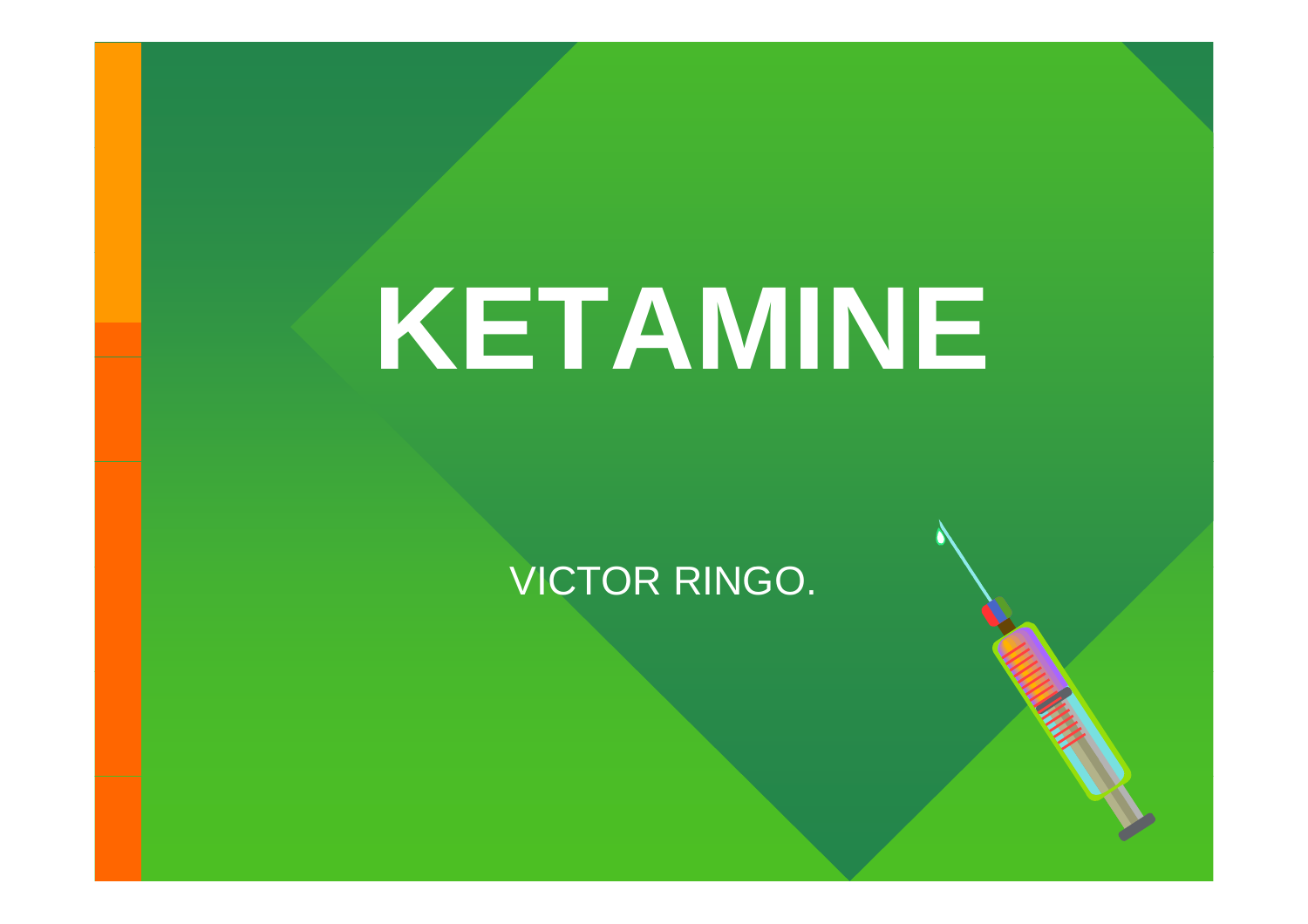# KETAMINE

VICTOR RINGO.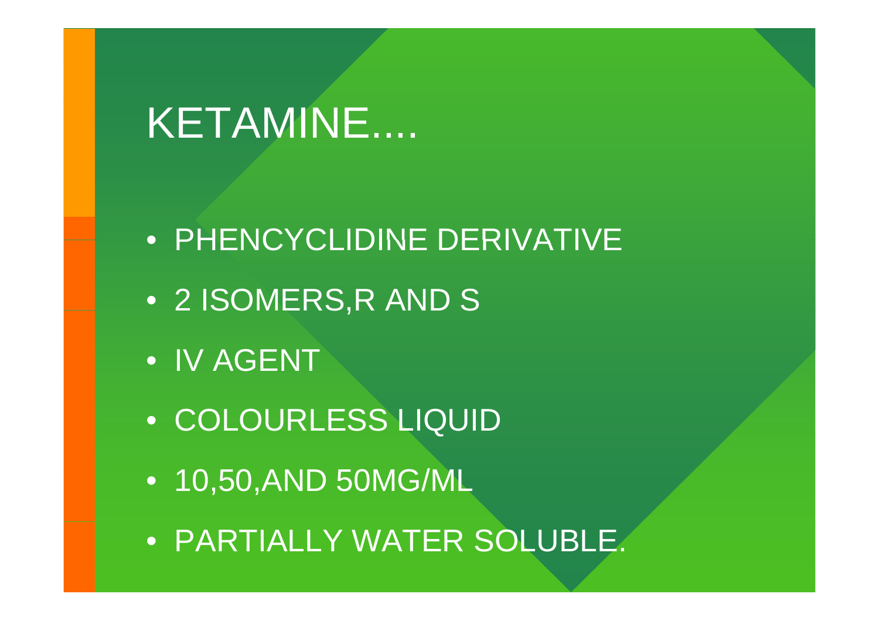# KETAMINE....

- PHENCYCLIDINE DERIVATIVE
- 2 ISOMERS,R AND S
- IV AGENT
- COLOURLESS LIQUID
- 10,50,AND 50MG/ML
- PARTIALLY WATER SOLUBLE.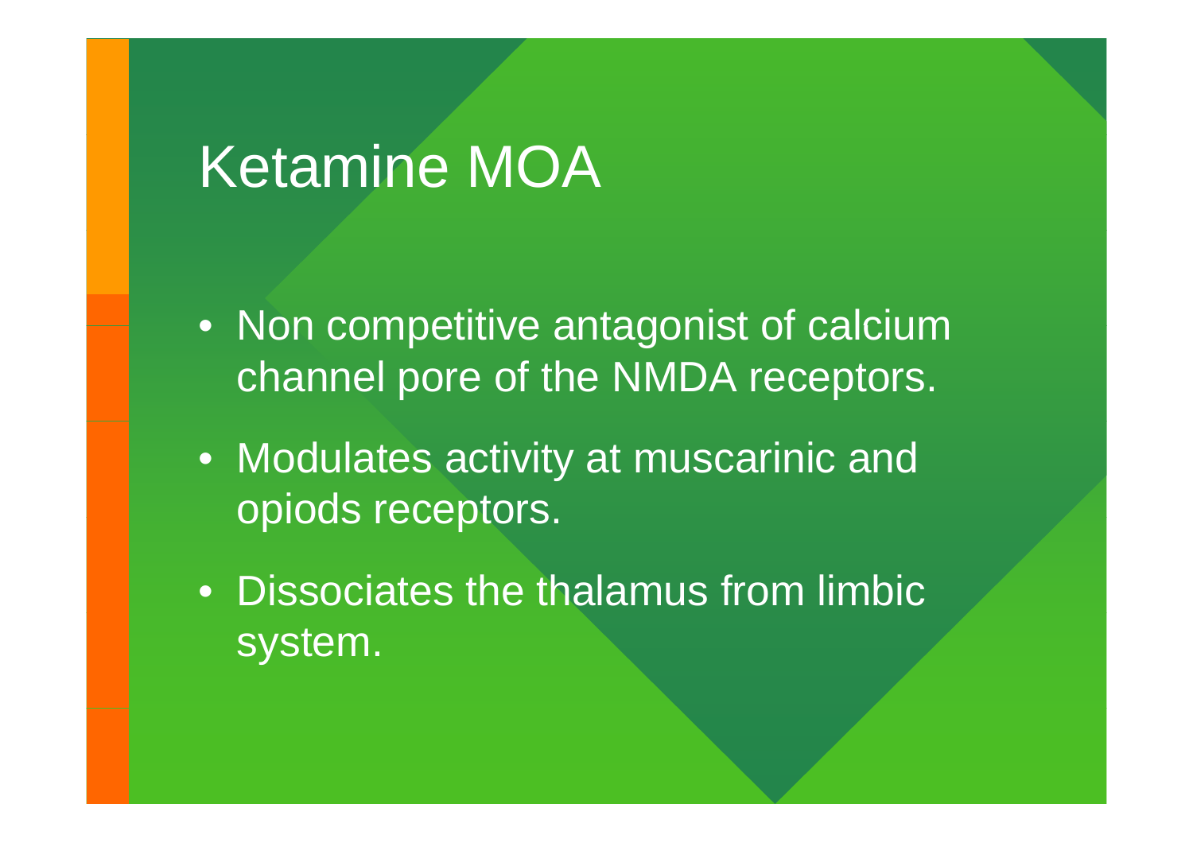# Ketamine MOA

- Non competitive antagonist of calcium channel pore of the NMDA receptors.
- Modulates activity at muscarinic and opiods receptors.
- Dissociates the thalamus from limbic system.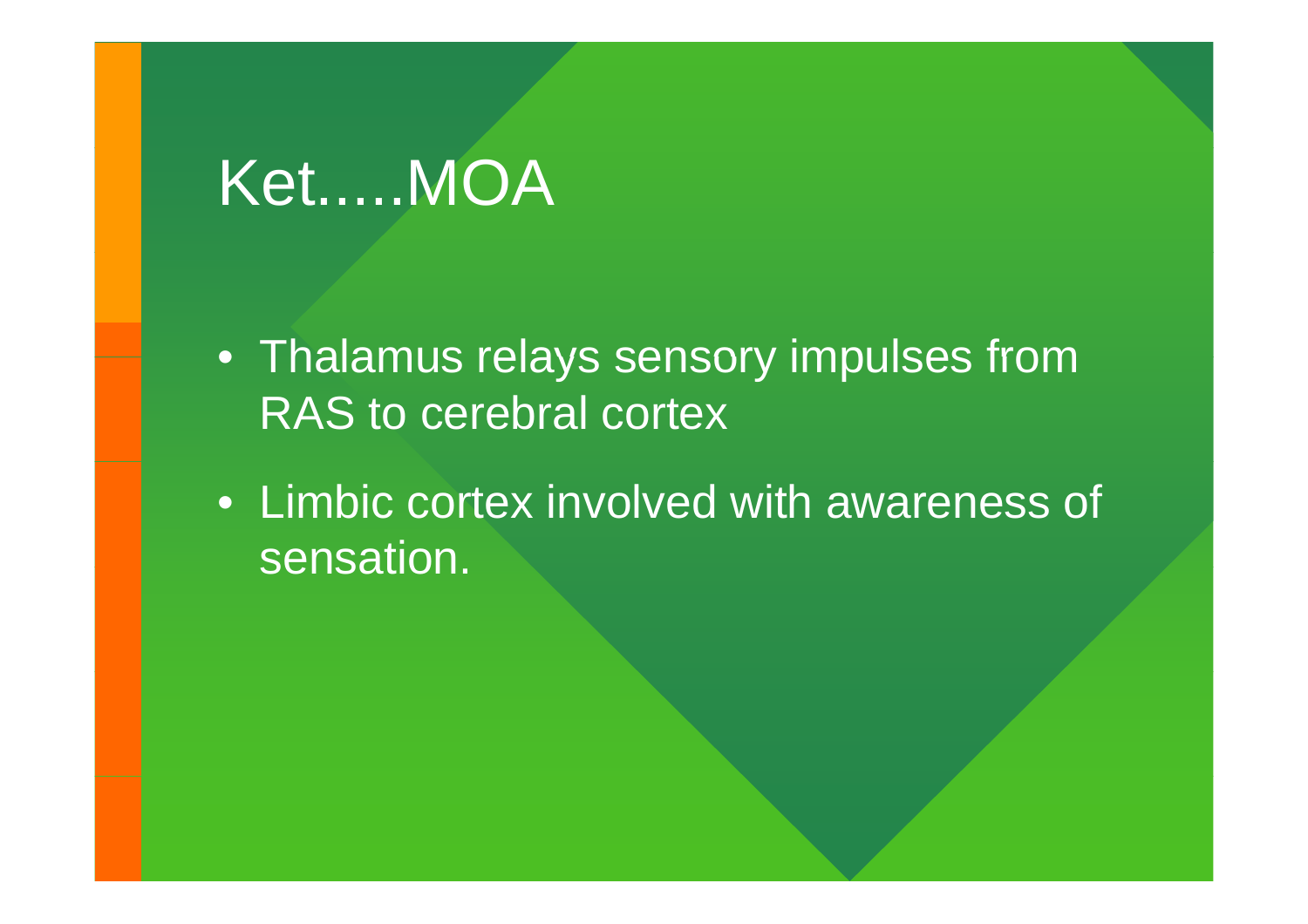# Ket.....MOA

- Thalamus relays sensory impulses from RAS to cerebral cortex
- Limbic cortex involved with awareness of sensation.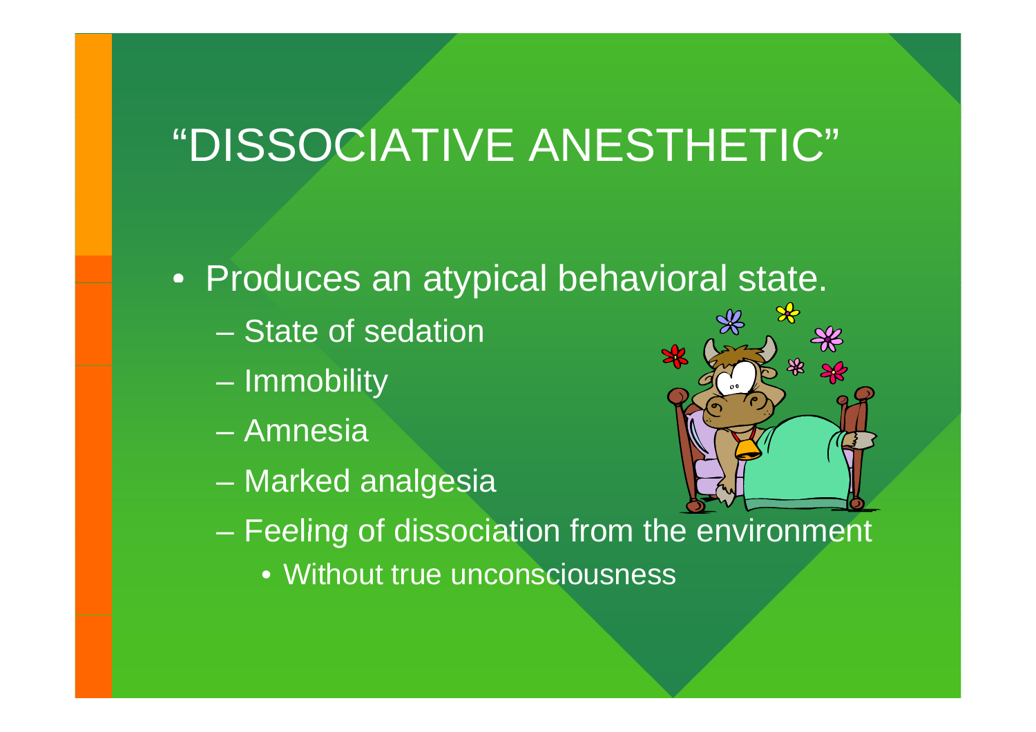# "DISSOCIATIVE ANESTHETIC"

- Produces an atypical behavioral state.
  - State of sedation
  - Immobility
  - Amnesia
  - Marked analgesia
  - Feeling of dissociation from the environment
    - Without true unconsciousness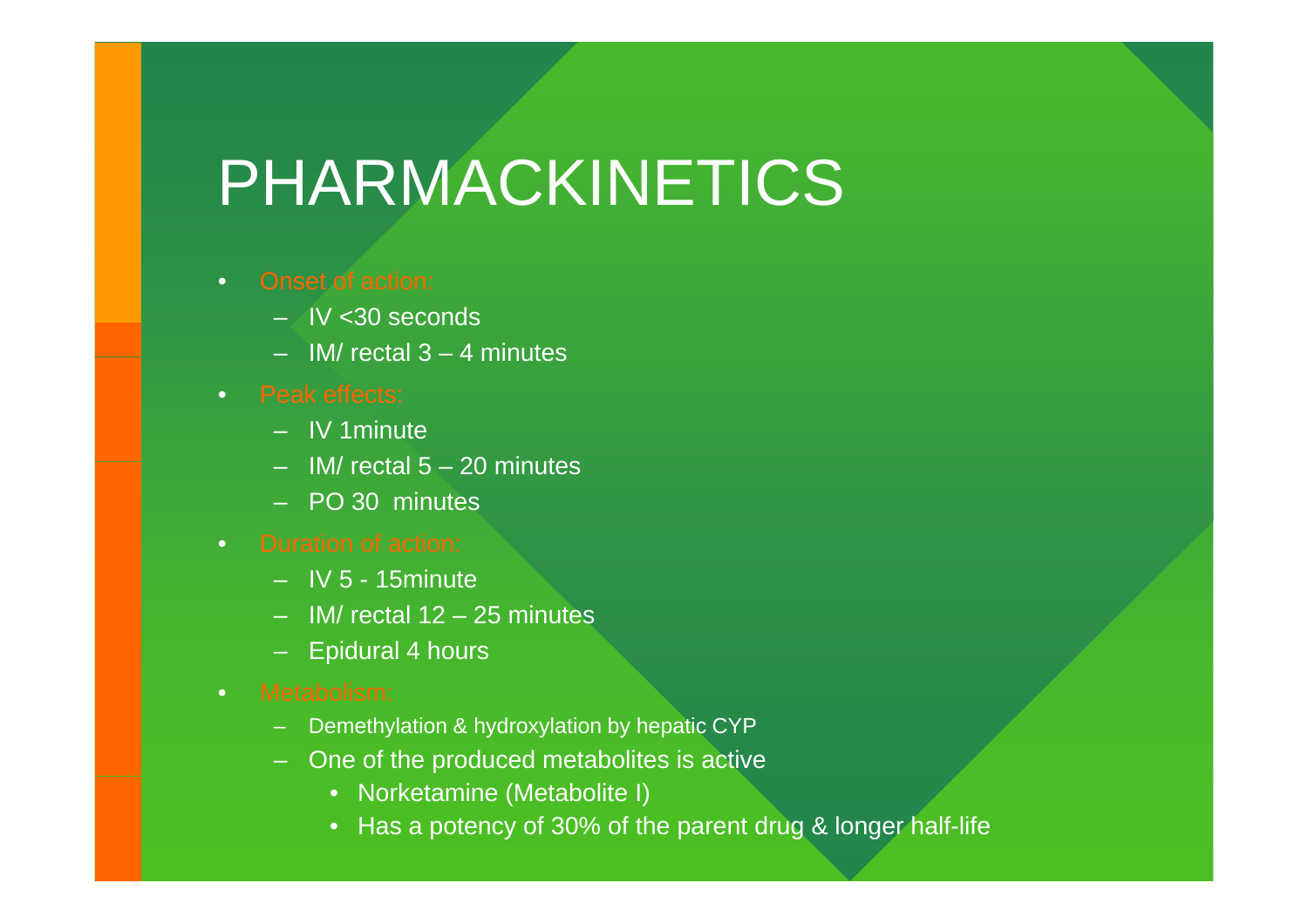# PHARMACKINETICS

- Onset of action:
  - IV <30 seconds
  - IM/ rectal 3 – 4 minutes
- Peak effects:
  - IV 1minute
  - IM/ rectal 5 – 20 minutes
  - PO 30 minutes
- Duration of action:
  - IV 5 - 15minute
  - IM/ rectal 12 – 25 minutes
  - Epidural 4 hours
- Metabolism:
  - Demethylation & hydroxylation by hepatic CYP
  - One of the produced metabolites is active
    - Norketamine (Metabolite I)
    - Has a potency of 30% of the parent drug & longer half-life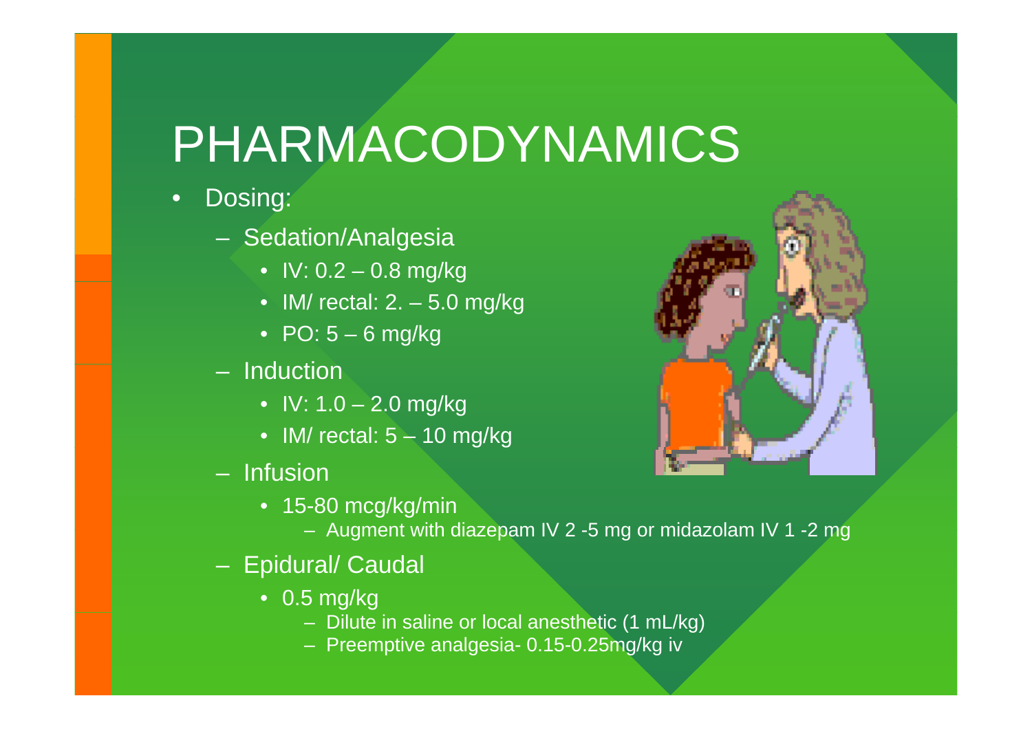# PHARMACODYNAMICS

- Dosing:
  - Sedation/Analgesia
    - IV: 0.2 – 0.8 mg/kg
    - IM/ rectal: 2. – 5.0 mg/kg
    - PO: 5 – 6 mg/kg
  - Induction
    - IV: 1.0 – 2.0 mg/kg
    - IM/ rectal: 5 – 10 mg/kg
  - Infusion
    - 15-80 mcg/kg/min
      - Augment with diazepam IV 2 -5 mg or midazolam IV 1 -2 mg
  - Epidural/ Caudal
    - 0.5 mg/kg
      - Dilute in saline or local anesthetic (1 mL/kg)
      - Preemptive analgesia- 0.15-0.25mg/kg iv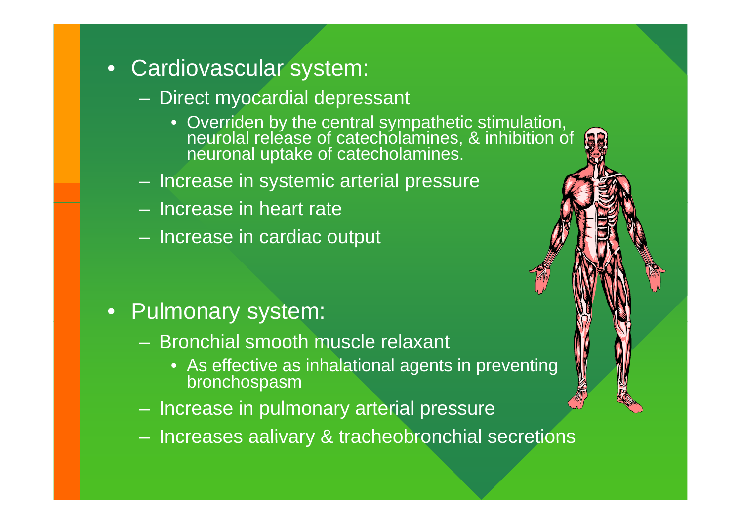- Cardiovascular system:
  - Direct myocardial depressant
    - Overriden by the central sympathetic stimulation, neurolal release of catecholamines, & inhibition of neuronal uptake of catecholamines.
  - Increase in systemic arterial pressure
  - Increase in heart rate
  - Increase in cardiac output

- Pulmonary system:
  - Bronchial smooth muscle relaxant
    - As effective as inhalational agents in preventing bronchospasm
  - Increase in pulmonary arterial pressure
  - Increases aalivary & tracheobronchial secretions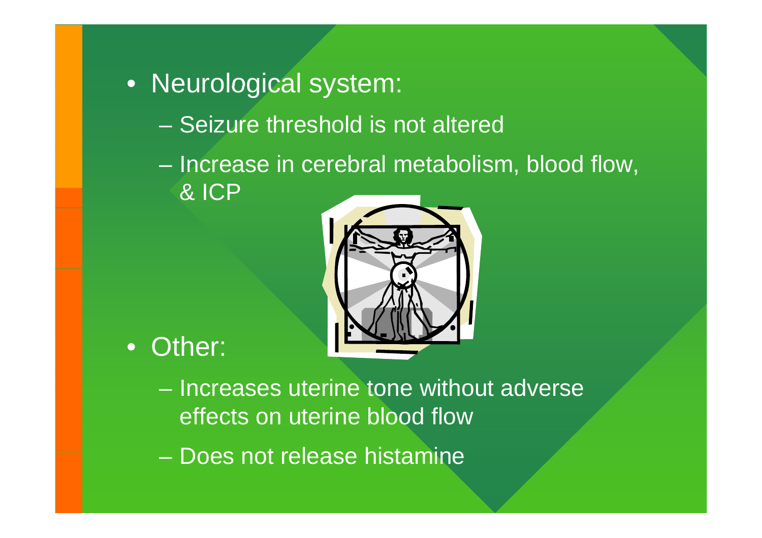- Neurological system:
  - Seizure threshold is not altered
  - Increase in cerebral metabolism, blood flow, & ICP
- Other:
  - Increases uterine tone without adverse effects on uterine blood flow
  - Does not release histamine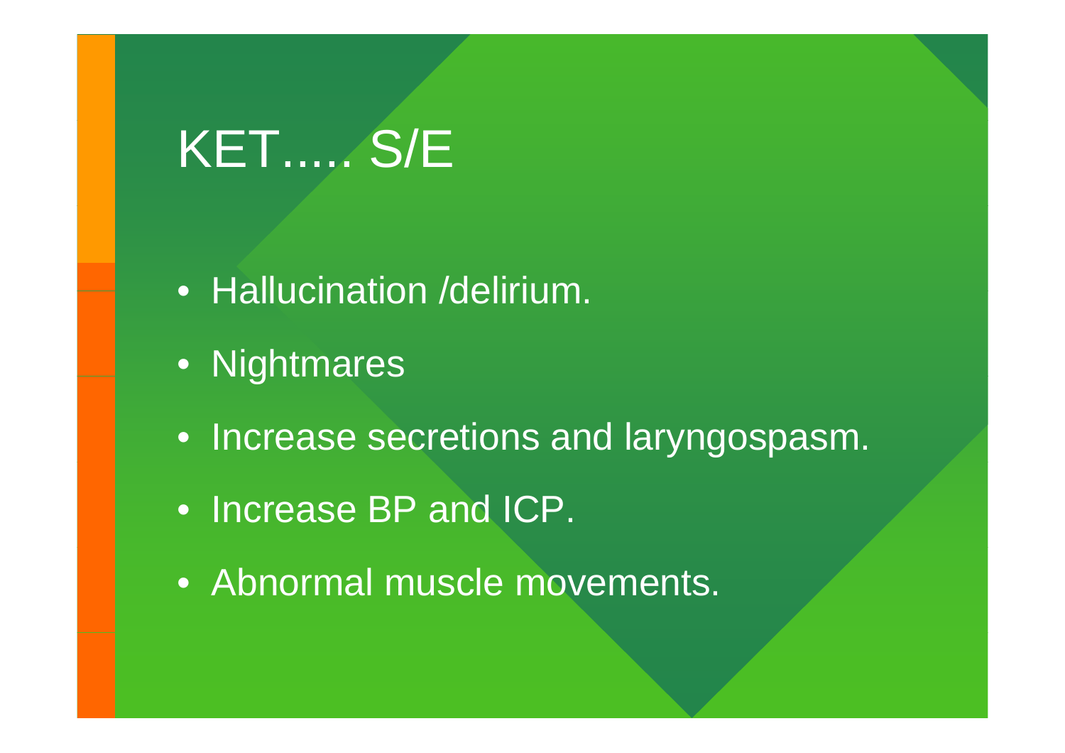# KET….. S/E

- Hallucination /delirium.
- Nightmares
- Increase secretions and laryngospasm.
- Increase BP and ICP.
- Abnormal muscle movements.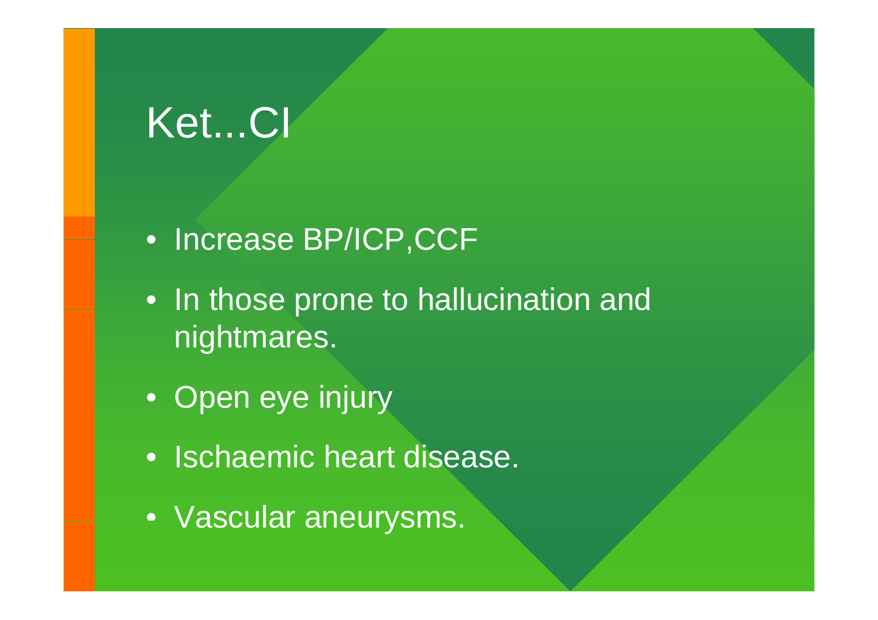# Ket...CI

- Increase BP/ICP,CCF
- In those prone to hallucination and nightmares.
- Open eye injury
- Ischaemic heart disease.
- Vascular aneurysms.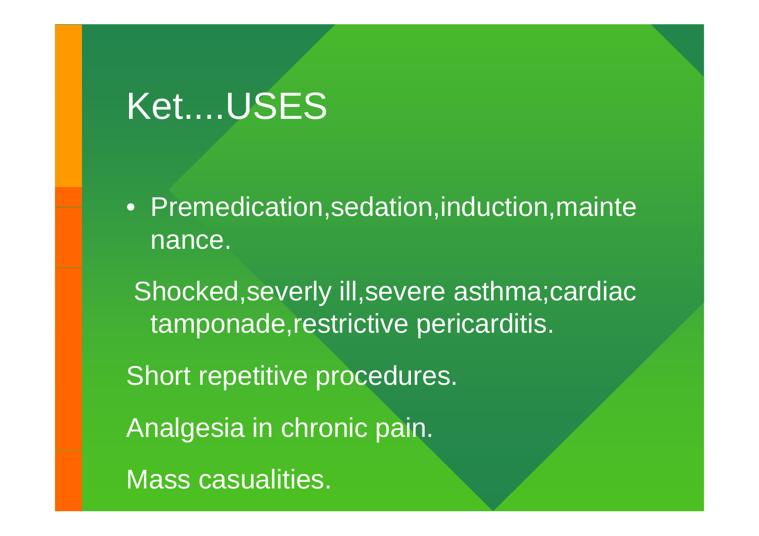# Ket....USES

- Premedication,sedation,induction,maintenance.

Shocked,severly ill,severe asthma;cardiac tamponade,restrictive pericarditis.

Short repetitive procedures.

Analgesia in chronic pain.

Mass casualities.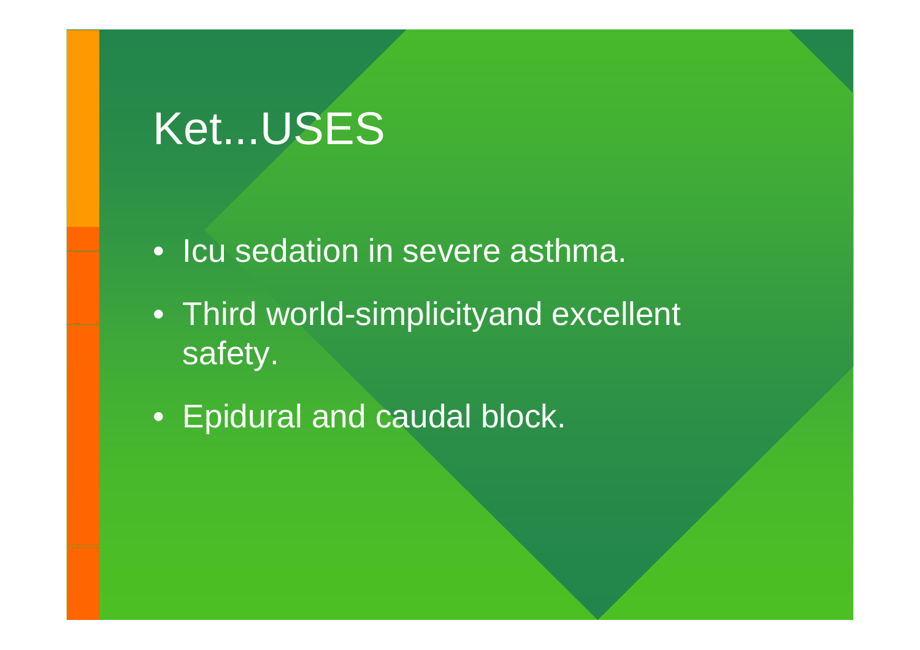# Ket...USES

- Icu sedation in severe asthma.
- Third world-simplicityand excellent safety.
- Epidural and caudal block.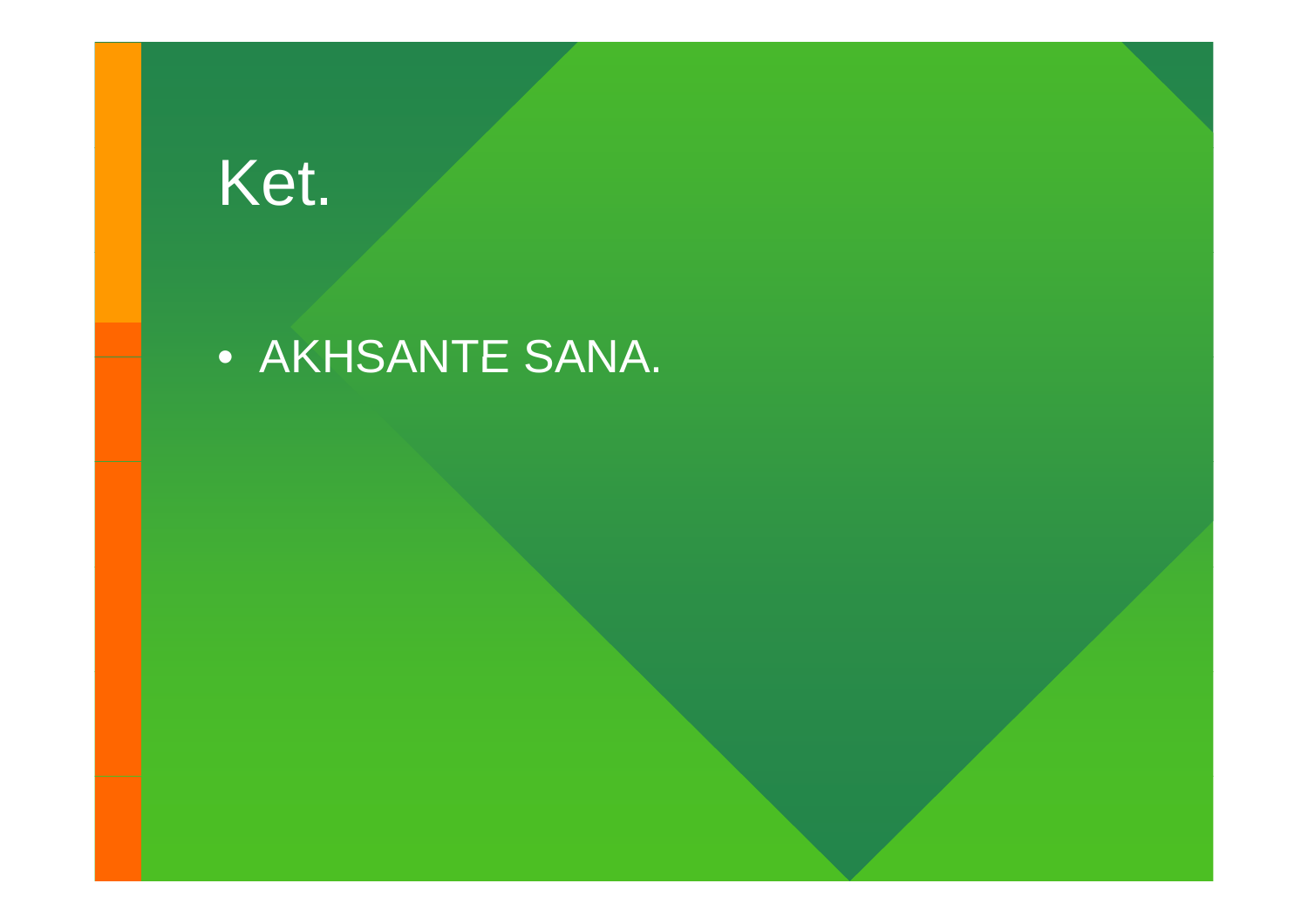# Ket.

- AKHSANTE SANA.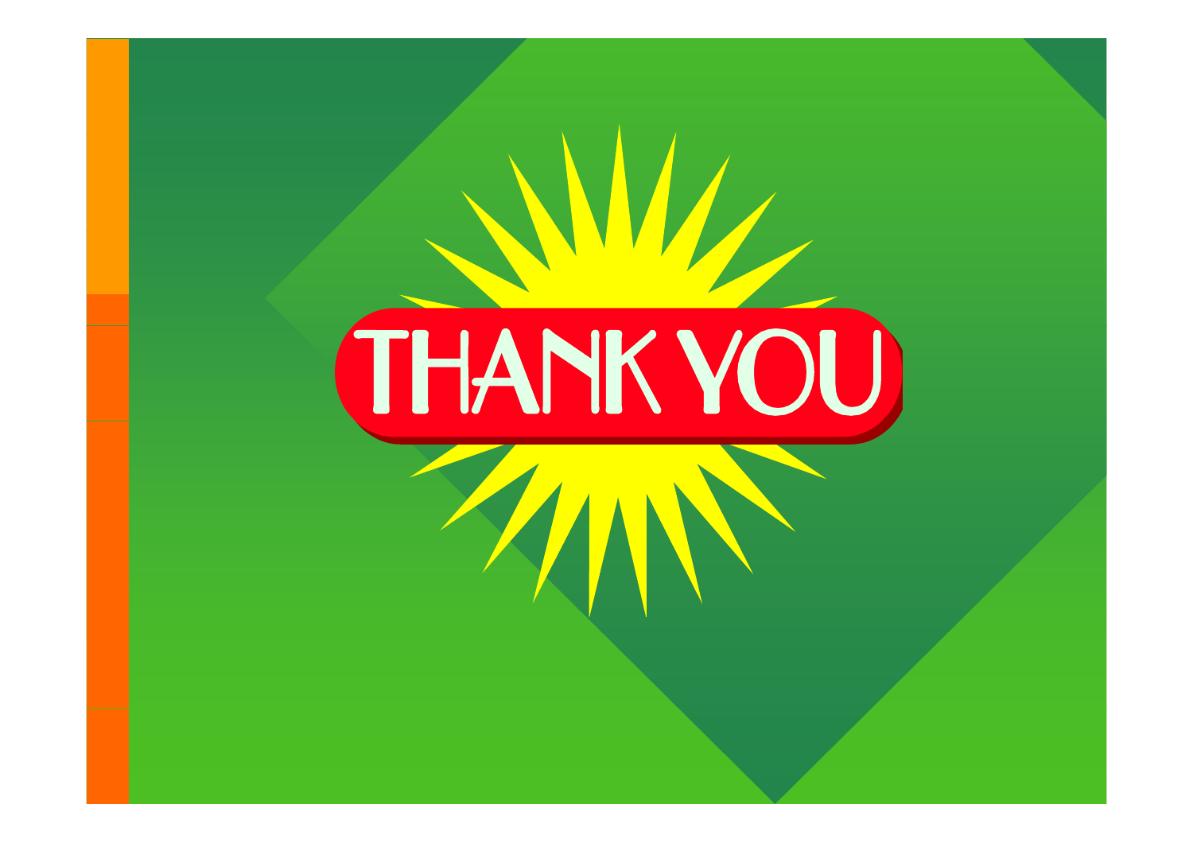THANK YOU